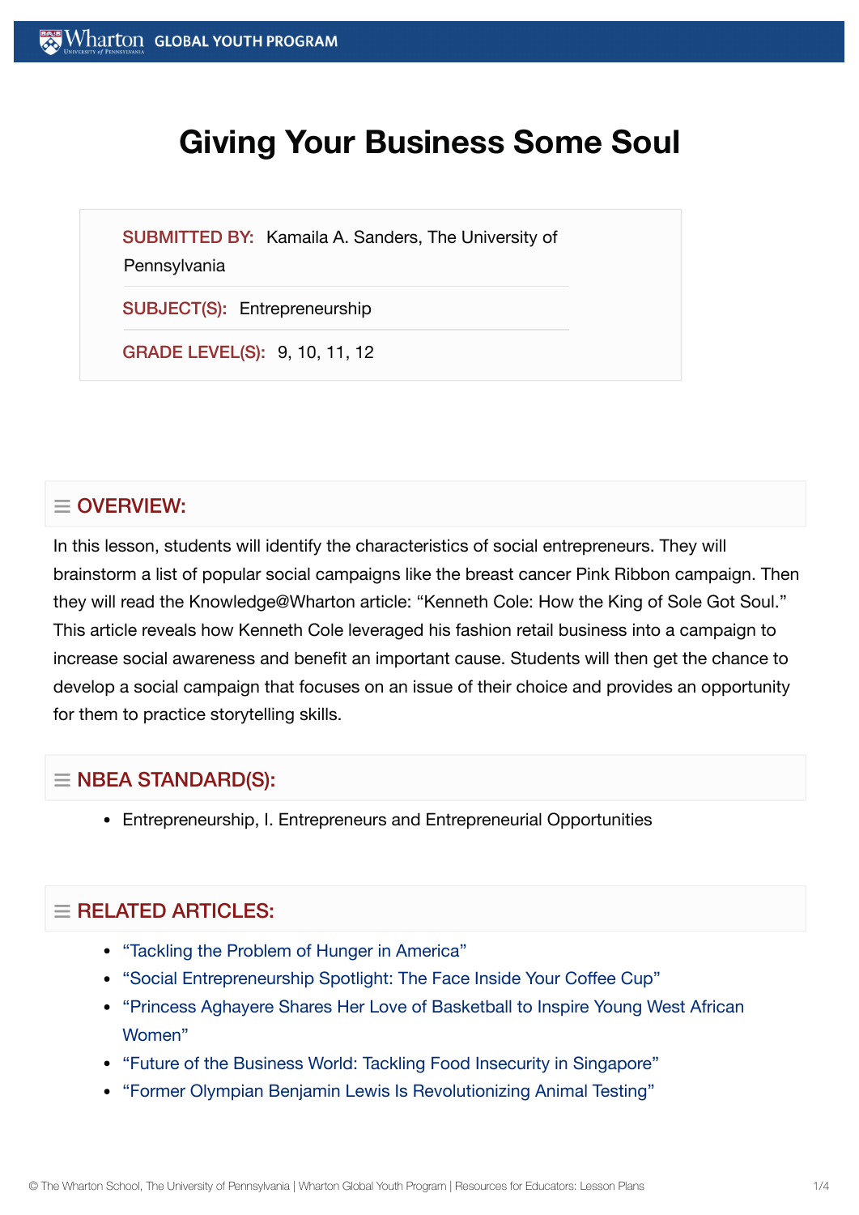# Giving Your Business Some Soul

**SUBMITTED BY:** Kamaila A. Sanders, The University of Pennsylvania

**SUBJECT(S):** Entrepreneurship

**GRADE LEVEL(S):** 9, 10, 11, 12

## OVERVIEW:

In this lesson, students will identify the characteristics of social entrepreneurs. They will brainstorm a list of popular social campaigns like the breast cancer Pink Ribbon campaign. Then they will read the Knowledge@Wharton article: “Kenneth Cole: How the King of Sole Got Soul.” This article reveals how Kenneth Cole leveraged his fashion retail business into a campaign to increase social awareness and benefit an important cause. Students will then get the chance to develop a social campaign that focuses on an issue of their choice and provides an opportunity for them to practice storytelling skills.

## NBEA STANDARD(S):

- Entrepreneurship, I. Entrepreneurs and Entrepreneurial Opportunities

## RELATED ARTICLES:

- “Tackling the Problem of Hunger in America”
- “Social Entrepreneurship Spotlight: The Face Inside Your Coffee Cup”
- “Princess Aghayere Shares Her Love of Basketball to Inspire Young West African Women”
- “Future of the Business World: Tackling Food Insecurity in Singapore”
- “Former Olympian Benjamin Lewis Is Revolutionizing Animal Testing”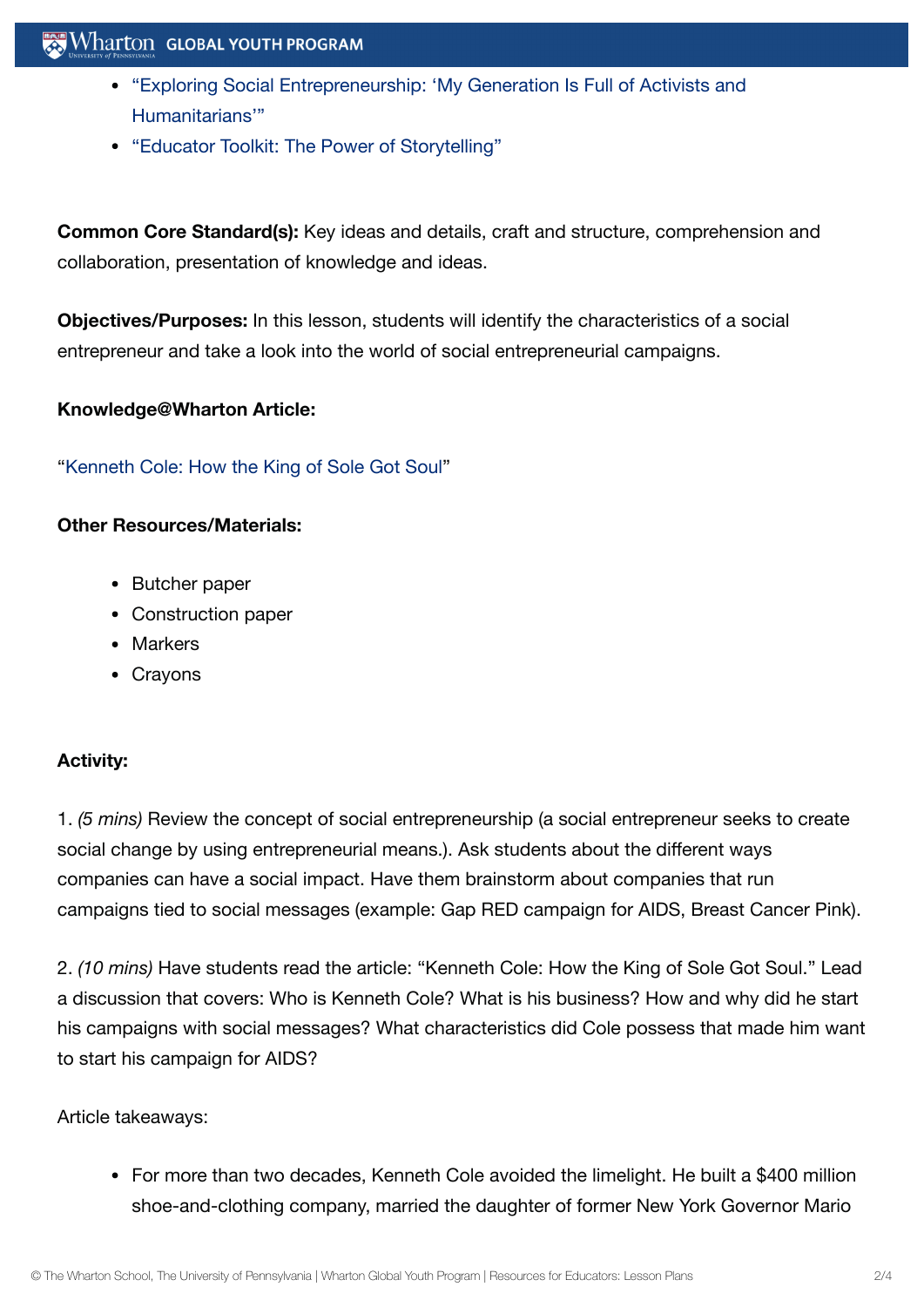- "Exploring Social Entrepreneurship: 'My Generation Is Full of Activists and Humanitarians'"
- "Educator Toolkit: The Power of Storytelling"

**Common Core Standard(s):** Key ideas and details, craft and structure, comprehension and collaboration, presentation of knowledge and ideas.

**Objectives/Purposes:** In this lesson, students will identify the characteristics of a social entrepreneur and take a look into the world of social entrepreneurial campaigns.

**Knowledge@Wharton Article:**

"Kenneth Cole: How the King of Sole Got Soul"

**Other Resources/Materials:**

- Butcher paper
- Construction paper
- Markers
- Crayons

**Activity:**

1. *(5 mins)* Review the concept of social entrepreneurship (a social entrepreneur seeks to create social change by using entrepreneurial means.). Ask students about the different ways companies can have a social impact. Have them brainstorm about companies that run campaigns tied to social messages (example: Gap RED campaign for AIDS, Breast Cancer Pink).

2. *(10 mins)* Have students read the article: "Kenneth Cole: How the King of Sole Got Soul." Lead a discussion that covers: Who is Kenneth Cole? What is his business? How and why did he start his campaigns with social messages? What characteristics did Cole possess that made him want to start his campaign for AIDS?

Article takeaways:

- For more than two decades, Kenneth Cole avoided the limelight. He built a $400 million shoe-and-clothing company, married the daughter of former New York Governor Mario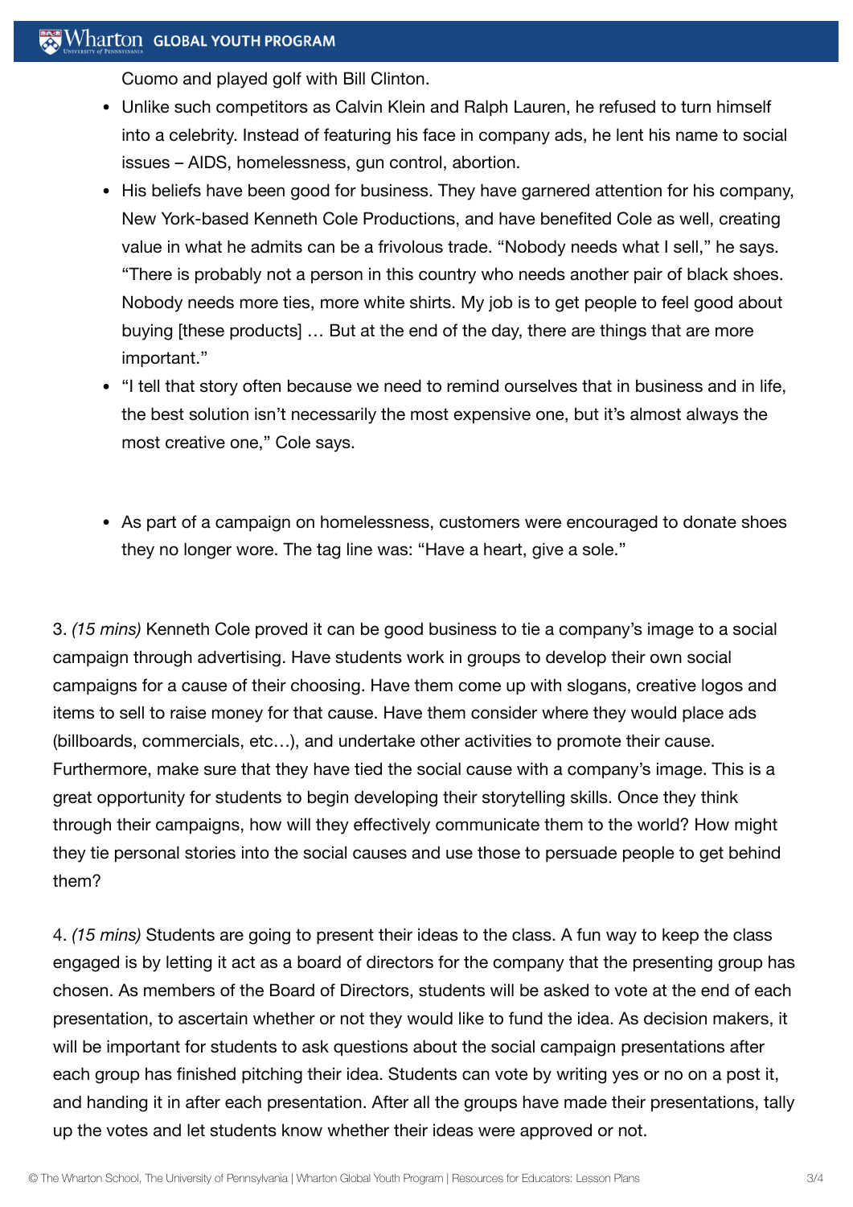Cuomo and played golf with Bill Clinton.

- Unlike such competitors as Calvin Klein and Ralph Lauren, he refused to turn himself into a celebrity. Instead of featuring his face in company ads, he lent his name to social issues – AIDS, homelessness, gun control, abortion.
- His beliefs have been good for business. They have garnered attention for his company, New York-based Kenneth Cole Productions, and have benefited Cole as well, creating value in what he admits can be a frivolous trade. "Nobody needs what I sell," he says. "There is probably not a person in this country who needs another pair of black shoes. Nobody needs more ties, more white shirts. My job is to get people to feel good about buying [these products] … But at the end of the day, there are things that are more important."
- "I tell that story often because we need to remind ourselves that in business and in life, the best solution isn't necessarily the most expensive one, but it's almost always the most creative one," Cole says.

- As part of a campaign on homelessness, customers were encouraged to donate shoes they no longer wore. The tag line was: "Have a heart, give a sole."

3. *(15 mins)* Kenneth Cole proved it can be good business to tie a company's image to a social campaign through advertising. Have students work in groups to develop their own social campaigns for a cause of their choosing. Have them come up with slogans, creative logos and items to sell to raise money for that cause. Have them consider where they would place ads (billboards, commercials, etc…), and undertake other activities to promote their cause. Furthermore, make sure that they have tied the social cause with a company's image. This is a great opportunity for students to begin developing their storytelling skills. Once they think through their campaigns, how will they effectively communicate them to the world? How might they tie personal stories into the social causes and use those to persuade people to get behind them?

4. *(15 mins)* Students are going to present their ideas to the class. A fun way to keep the class engaged is by letting it act as a board of directors for the company that the presenting group has chosen. As members of the Board of Directors, students will be asked to vote at the end of each presentation, to ascertain whether or not they would like to fund the idea. As decision makers, it will be important for students to ask questions about the social campaign presentations after each group has finished pitching their idea. Students can vote by writing yes or no on a post it, and handing it in after each presentation. After all the groups have made their presentations, tally up the votes and let students know whether their ideas were approved or not.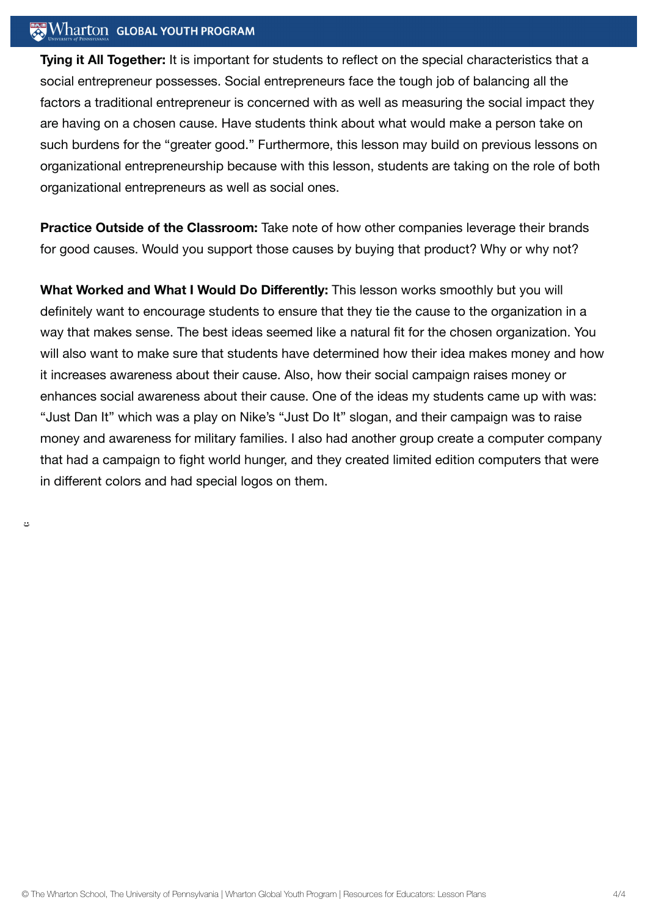**Tying it All Together:** It is important for students to reflect on the special characteristics that a social entrepreneur possesses. Social entrepreneurs face the tough job of balancing all the factors a traditional entrepreneur is concerned with as well as measuring the social impact they are having on a chosen cause. Have students think about what would make a person take on such burdens for the "greater good." Furthermore, this lesson may build on previous lessons on organizational entrepreneurship because with this lesson, students are taking on the role of both organizational entrepreneurs as well as social ones.

**Practice Outside of the Classroom:** Take note of how other companies leverage their brands for good causes. Would you support those causes by buying that product? Why or why not?

**What Worked and What I Would Do Differently:** This lesson works smoothly but you will definitely want to encourage students to ensure that they tie the cause to the organization in a way that makes sense. The best ideas seemed like a natural fit for the chosen organization. You will also want to make sure that students have determined how their idea makes money and how it increases awareness about their cause. Also, how their social campaign raises money or enhances social awareness about their cause. One of the ideas my students came up with was: "Just Dan It" which was a play on Nike's "Just Do It" slogan, and their campaign was to raise money and awareness for military families. I also had another group create a computer company that had a campaign to fight world hunger, and they created limited edition computers that were in different colors and had special logos on them.